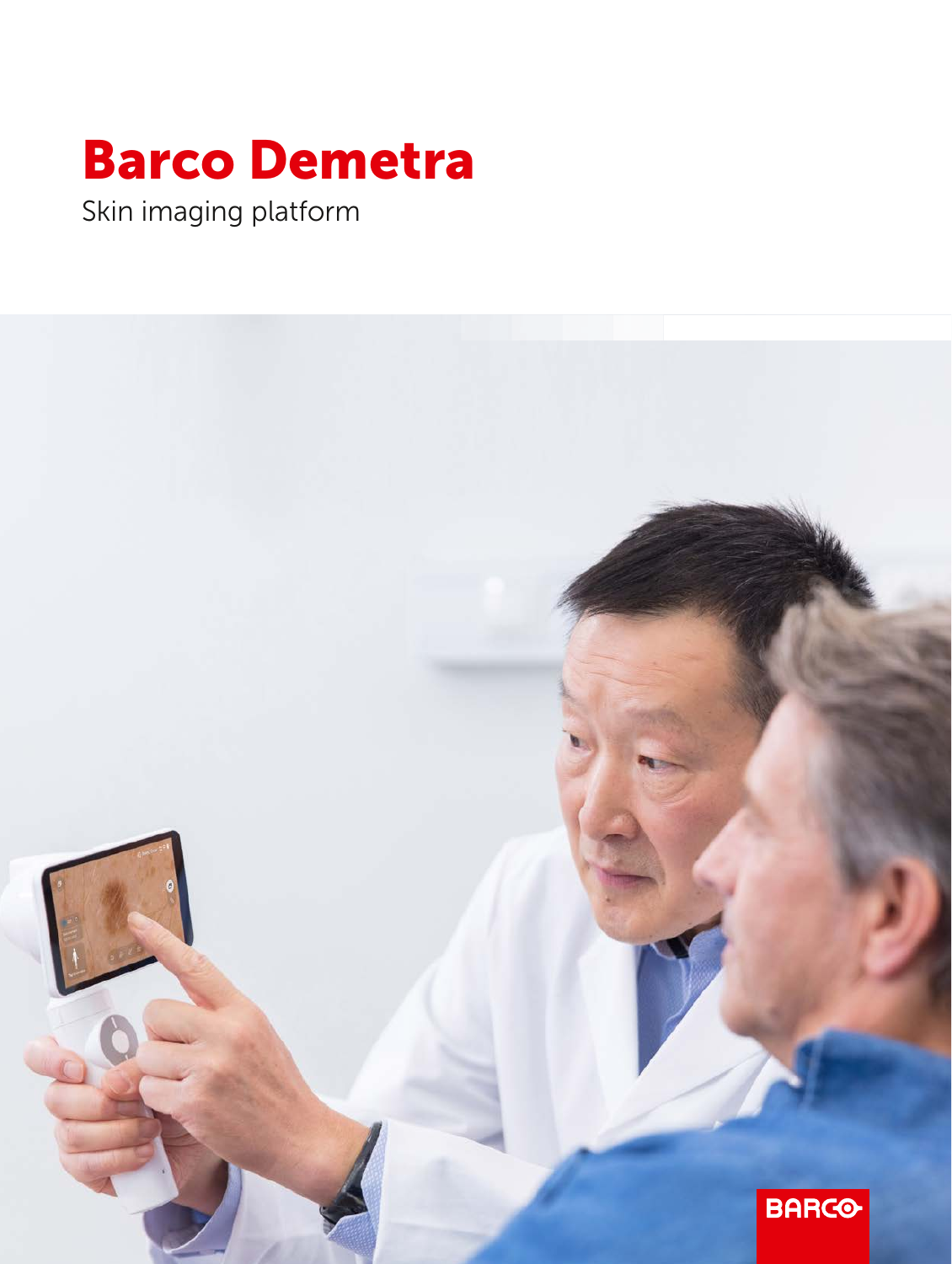# Barco Demetra

Skin imaging platform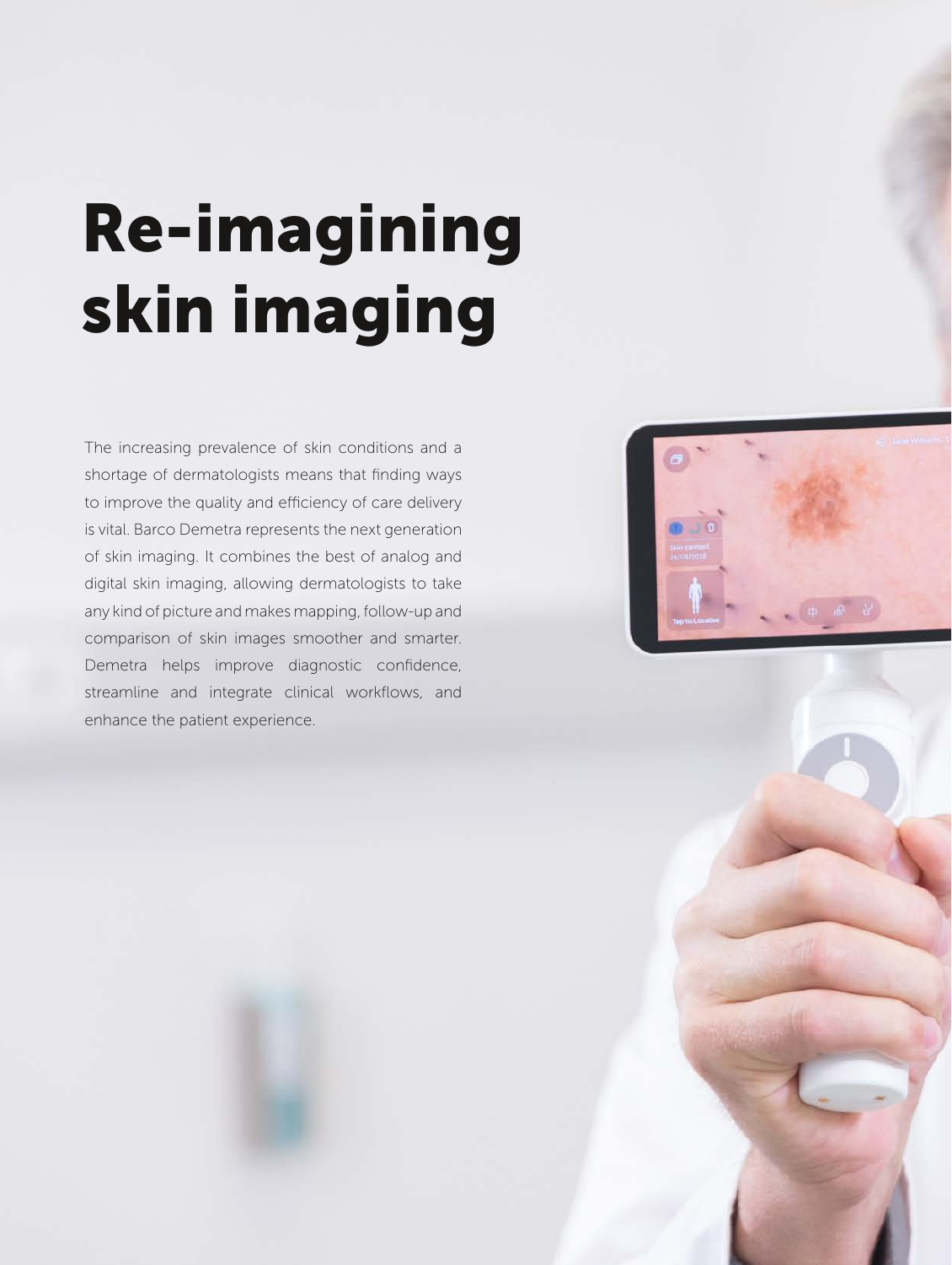# Re-imagining skin imaging

The increasing prevalence of skin conditions and a shortage of dermatologists means that finding ways to improve the quality and efficiency of care delivery is vital. Barco Demetra represents the next generation of skin imaging. It combines the best of analog and digital skin imaging, allowing dermatologists to take any kind of picture and makes mapping, follow-up and comparison of skin images smoother and smarter. Demetra helps improve diagnostic confidence, streamline and integrate clinical workflows, and enhance the patient experience.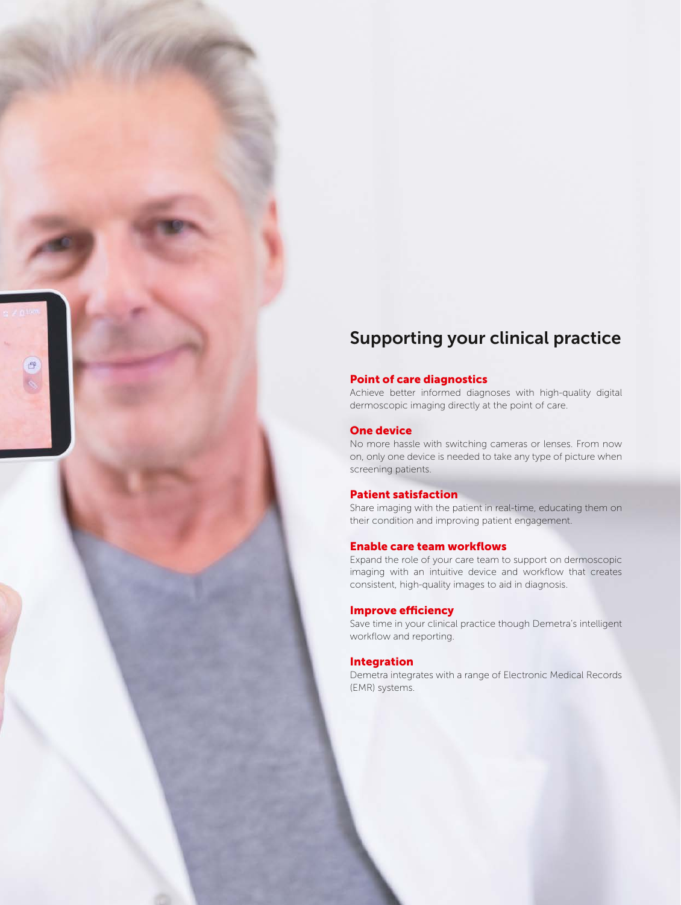## Supporting your clinical practice

### Point of care diagnostics

Achieve better informed diagnoses with high-quality digital dermoscopic imaging directly at the point of care.

### One device

No more hassle with switching cameras or lenses. From now on, only one device is needed to take any type of picture when screening patients.

### Patient satisfaction

Share imaging with the patient in real-time, educating them on their condition and improving patient engagement.

### Enable care team workflows

Expand the role of your care team to support on dermoscopic imaging with an intuitive device and workflow that creates consistent, high-quality images to aid in diagnosis.

### Improve efficiency

Save time in your clinical practice though Demetra's intelligent workflow and reporting.

### Integration

Demetra integrates with a range of Electronic Medical Records (EMR) systems.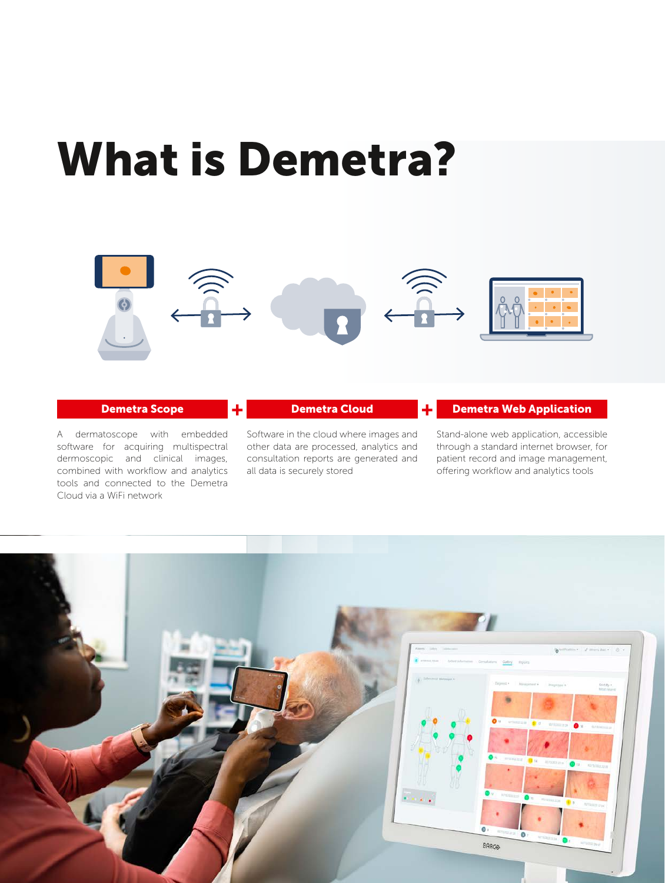# What is Demetra?

### Demetra Scope

A dermatoscope with embedded software for acquiring multispectral dermoscopic and clinical images, combined with workflow and analytics tools and connected to the Demetra Cloud via a WiFi network

### Demetra Cloud

Software in the cloud where images and other data are processed, analytics and consultation reports are generated and all data is securely stored

### Demetra Web Application

Stand-alone web application, accessible through a standard internet browser, for patient record and image management, offering workflow and analytics tools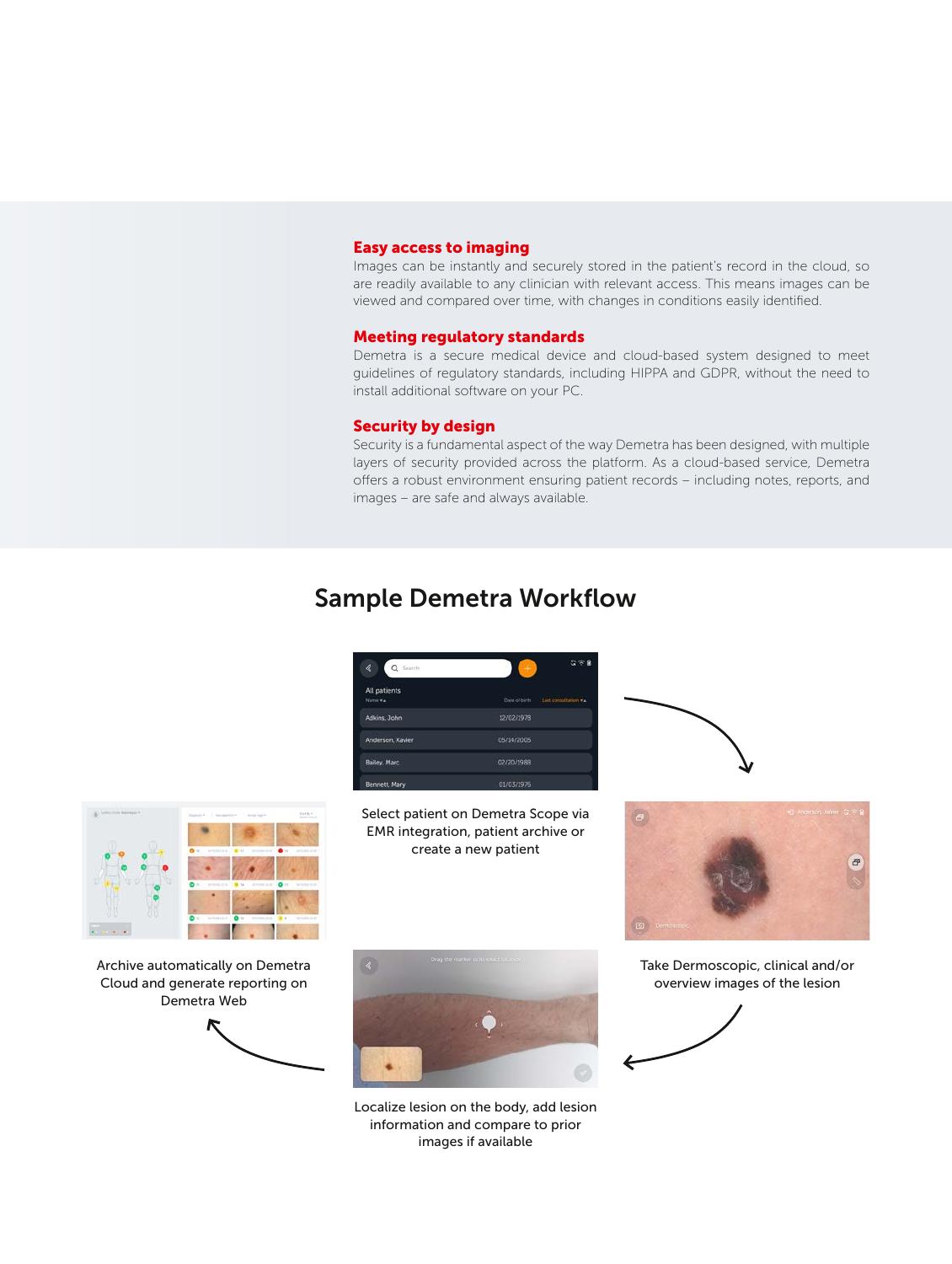### Easy access to imaging

Images can be instantly and securely stored in the patient's record in the cloud, so are readily available to any clinician with relevant access. This means images can be viewed and compared over time, with changes in conditions easily identified.

### Meeting regulatory standards

Demetra is a secure medical device and cloud-based system designed to meet guidelines of regulatory standards, including HIPPA and GDPR, without the need to install additional software on your PC.

### Security by design

Security is a fundamental aspect of the way Demetra has been designed, with multiple layers of security provided across the platform. As a cloud-based service, Demetra offers a robust environment ensuring patient records – including notes, reports, and images – are safe and always available.

## Sample Demetra Workflow

Select patient on Demetra Scope via EMR integration, patient archive or create a new patient

Take Dermoscopic, clinical and/or overview images of the lesion

Localize lesion on the body, add lesion information and compare to prior images if available

Archive automatically on Demetra Cloud and generate reporting on Demetra Web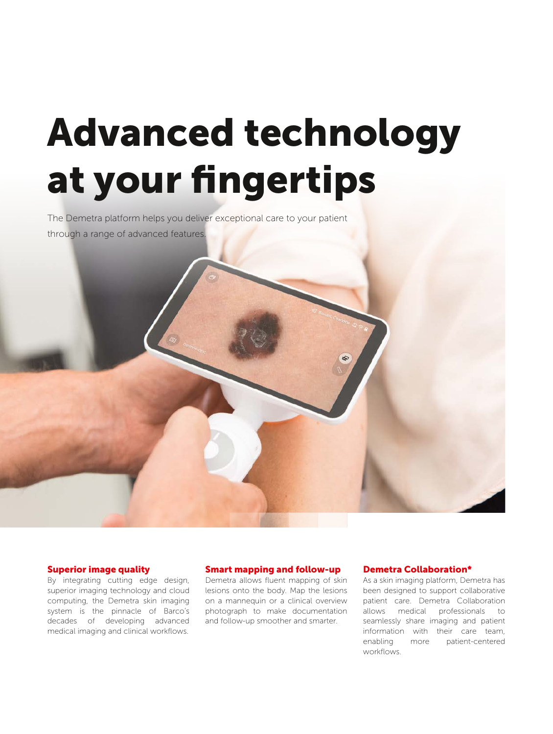# Advanced technology at your fingertips

The Demetra platform helps you deliver exceptional care to your patient through a range of advanced features.

### Superior image quality

By integrating cutting edge design, superior imaging technology and cloud computing, the Demetra skin imaging system is the pinnacle of Barco's decades of developing advanced medical imaging and clinical workflows.

### Smart mapping and follow-up

Demetra allows fluent mapping of skin lesions onto the body. Map the lesions on a mannequin or a clinical overview photograph to make documentation and follow-up smoother and smarter.

### Demetra Collaboration*

As a skin imaging platform, Demetra has been designed to support collaborative patient care. Demetra Collaboration allows medical professionals to seamlessly share imaging and patient information with their care team, enabling more patient-centered workflows.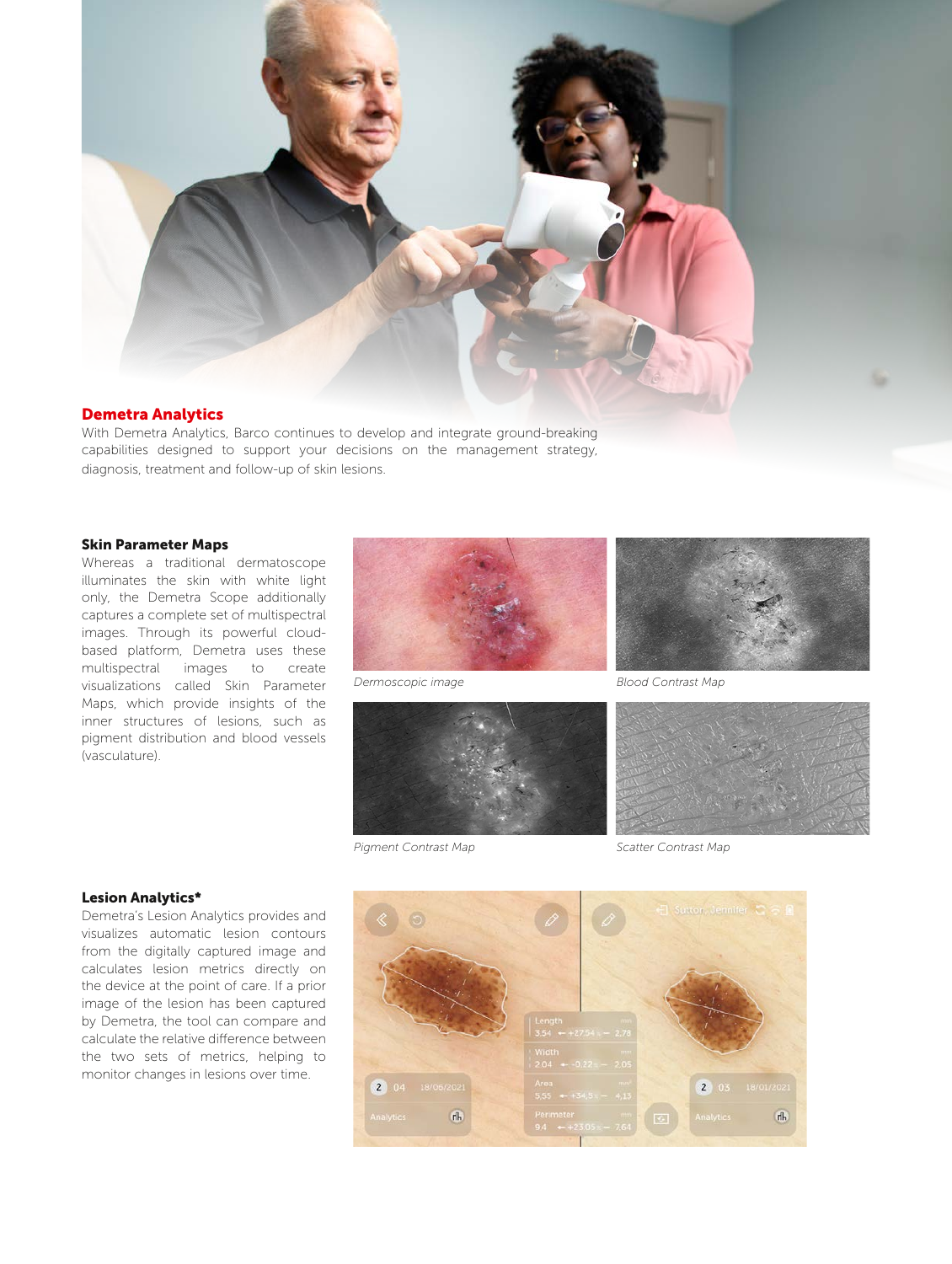## Demetra Analytics

With Demetra Analytics, Barco continues to develop and integrate ground-breaking capabilities designed to support your decisions on the management strategy, diagnosis, treatment and follow-up of skin lesions.

### Skin Parameter Maps

Whereas a traditional dermatoscope illuminates the skin with white light only, the Demetra Scope additionally captures a complete set of multispectral images. Through its powerful cloud-based platform, Demetra uses these multispectral images to create visualizations called Skin Parameter Maps, which provide insights of the inner structures of lesions, such as pigment distribution and blood vessels (vasculature).

*Dermoscopic image*

*Blood Contrast Map*

*Pigment Contrast Map*

*Scatter Contrast Map*

### Lesion Analytics*

Demetra's Lesion Analytics provides and visualizes automatic lesion contours from the digitally captured image and calculates lesion metrics directly on the device at the point of care. If a prior image of the lesion has been captured by Demetra, the tool can compare and calculate the relative difference between the two sets of metrics, helping to monitor changes in lesions over time.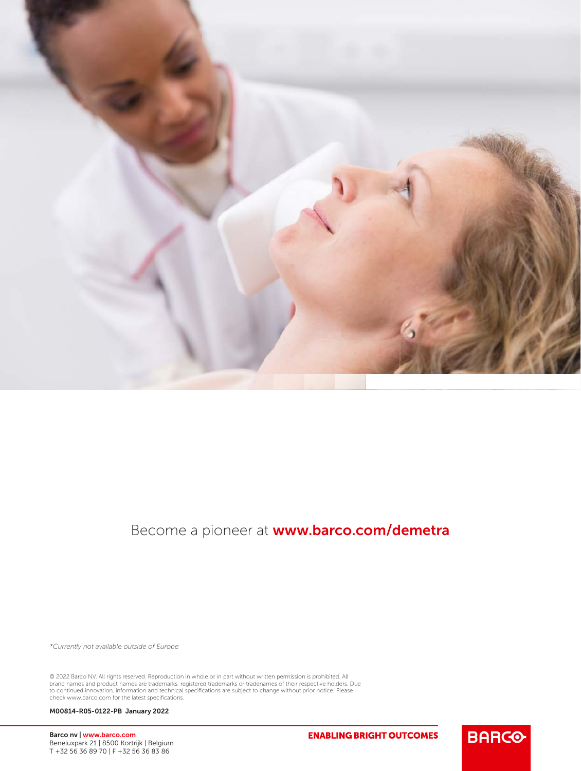Become a pioneer at **www.barco.com/demetra**

*\*Currently not available outside of Europe*

© 2022 Barco NV. All rights reserved. Reproduction in whole or in part without written permission is prohibited. All brand names and product names are trademarks, registered trademarks or tradenames of their respective holders. Due to continued innovation, information and technical specifications are subject to change without prior notice. Please check www.barco.com for the latest specifications.

**M00814-R05-0122-PB January 2022**

**Barco nv** | www.barco.com
Beneluxpark 21 | 8500 Kortrijk | Belgium
T +32 56 36 89 70 | F +32 56 36 83 86

**ENABLING BRIGHT OUTCOMES**

BARCO